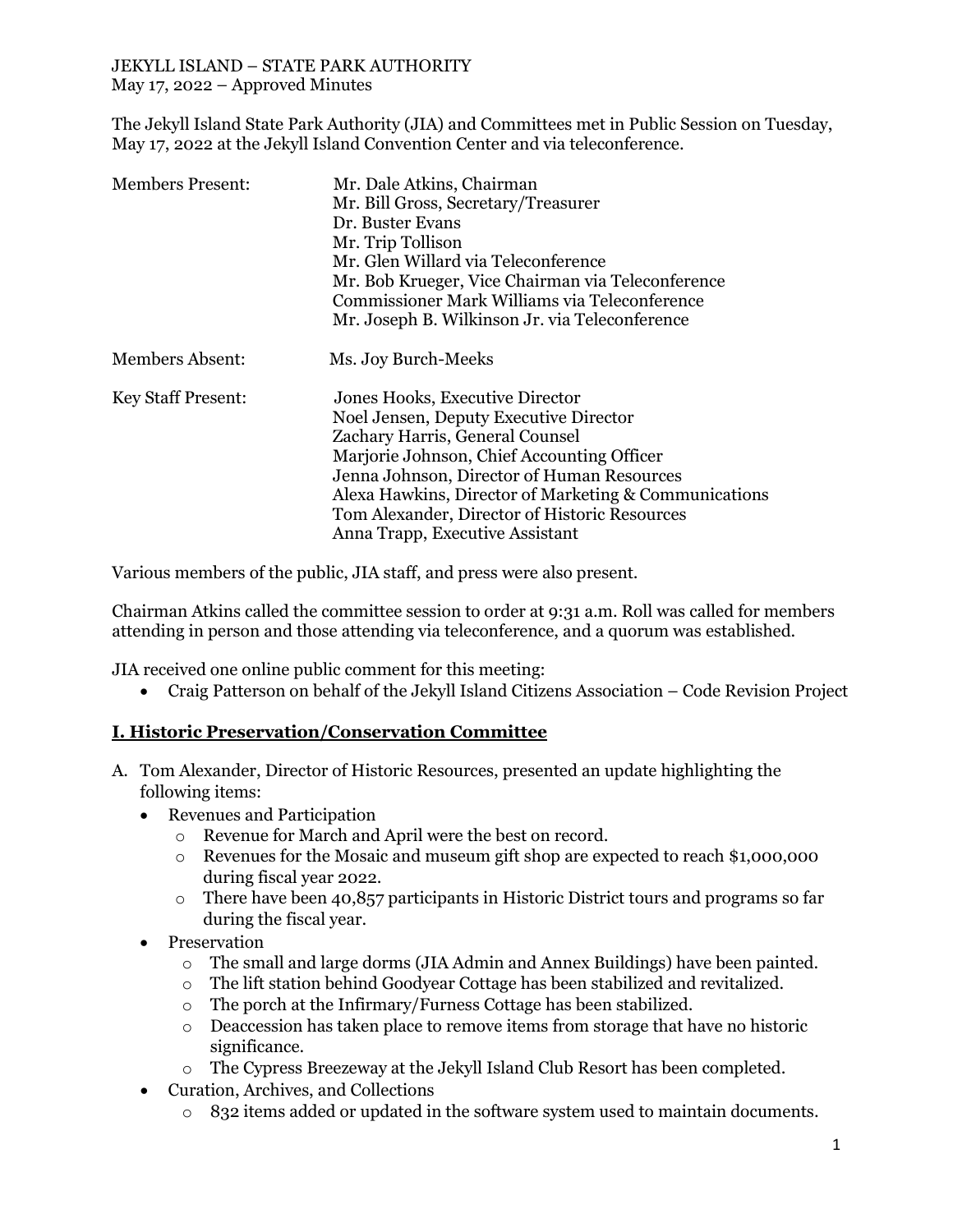JEKYLL ISLAND – STATE PARK AUTHORITY
May 17, 2022 – Approved Minutes

The Jekyll Island State Park Authority (JIA) and Committees met in Public Session on Tuesday, May 17, 2022 at the Jekyll Island Convention Center and via teleconference.

| | |
|---|---|
| Members Present: | Mr. Dale Atkins, Chairman<br>Mr. Bill Gross, Secretary/Treasurer<br>Dr. Buster Evans<br>Mr. Trip Tollison<br>Mr. Glen Willard via Teleconference<br>Mr. Bob Krueger, Vice Chairman via Teleconference<br>Commissioner Mark Williams via Teleconference<br>Mr. Joseph B. Wilkinson Jr. via Teleconference |
| Members Absent: | Ms. Joy Burch-Meeks |
| Key Staff Present: | Jones Hooks, Executive Director<br>Noel Jensen, Deputy Executive Director<br>Zachary Harris, General Counsel<br>Marjorie Johnson, Chief Accounting Officer<br>Jenna Johnson, Director of Human Resources<br>Alexa Hawkins, Director of Marketing & Communications<br>Tom Alexander, Director of Historic Resources<br>Anna Trapp, Executive Assistant |

Various members of the public, JIA staff, and press were also present.

Chairman Atkins called the committee session to order at 9:31 a.m. Roll was called for members attending in person and those attending via teleconference, and a quorum was established.

JIA received one online public comment for this meeting:

- Craig Patterson on behalf of the Jekyll Island Citizens Association – Code Revision Project

## I. Historic Preservation/Conservation Committee

A. Tom Alexander, Director of Historic Resources, presented an update highlighting the following items:
   - Revenues and Participation
     - Revenue for March and April were the best on record.
     - Revenues for the Mosaic and museum gift shop are expected to reach $1,000,000 during fiscal year 2022.
     - There have been 40,857 participants in Historic District tours and programs so far during the fiscal year.
   - Preservation
     - The small and large dorms (JIA Admin and Annex Buildings) have been painted.
     - The lift station behind Goodyear Cottage has been stabilized and revitalized.
     - The porch at the Infirmary/Furness Cottage has been stabilized.
     - Deaccession has taken place to remove items from storage that have no historic significance.
     - The Cypress Breezeway at the Jekyll Island Club Resort has been completed.
   - Curation, Archives, and Collections
     - 832 items added or updated in the software system used to maintain documents.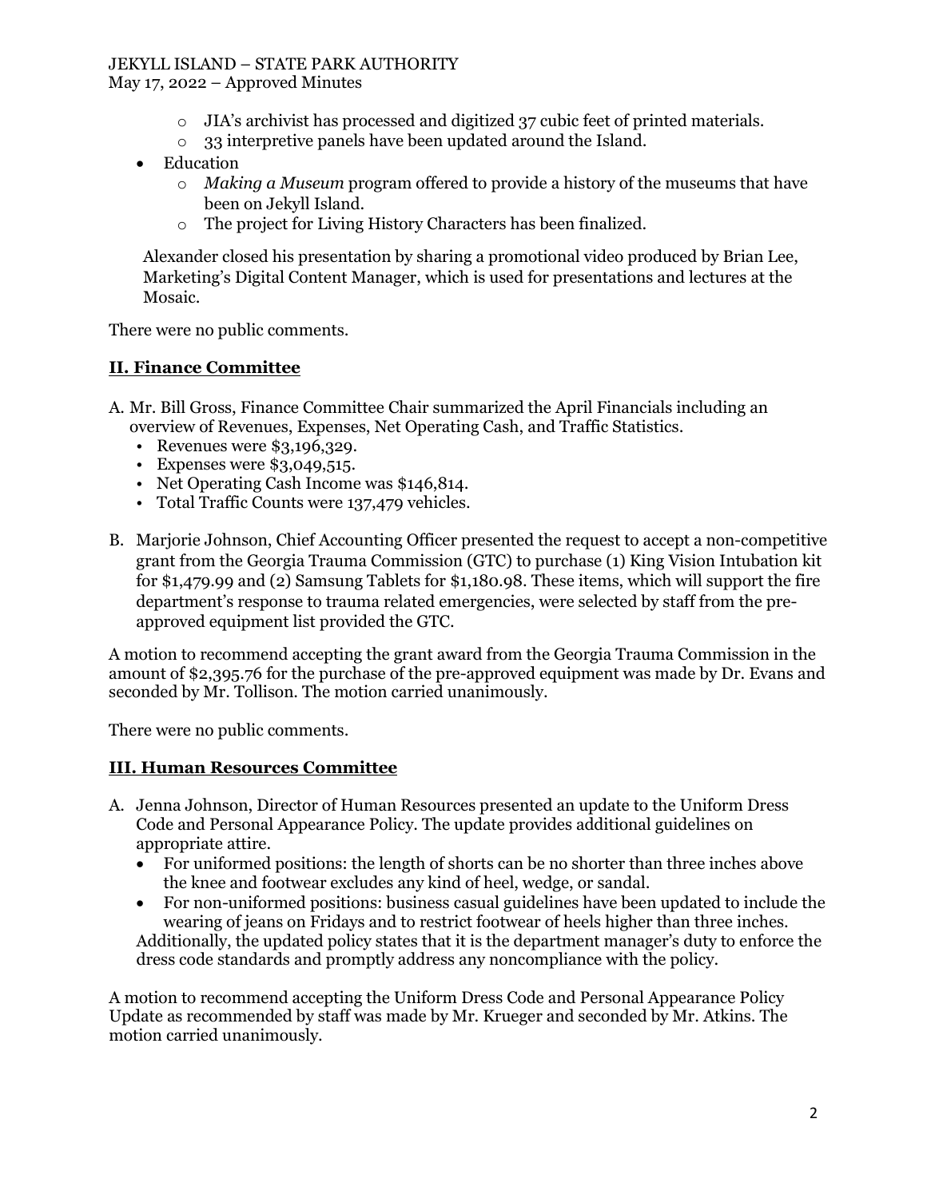- JIA's archivist has processed and digitized 37 cubic feet of printed materials.
  - 33 interpretive panels have been updated around the Island.
- Education
  - *Making a Museum* program offered to provide a history of the museums that have been on Jekyll Island.
  - The project for Living History Characters has been finalized.

Alexander closed his presentation by sharing a promotional video produced by Brian Lee, Marketing's Digital Content Manager, which is used for presentations and lectures at the Mosaic.

There were no public comments.

## **II. Finance Committee**

A. Mr. Bill Gross, Finance Committee Chair summarized the April Financials including an overview of Revenues, Expenses, Net Operating Cash, and Traffic Statistics.
   - Revenues were $3,196,329.
   - Expenses were $3,049,515.
   - Net Operating Cash Income was $146,814.
   - Total Traffic Counts were 137,479 vehicles.

B. Marjorie Johnson, Chief Accounting Officer presented the request to accept a non-competitive grant from the Georgia Trauma Commission (GTC) to purchase (1) King Vision Intubation kit for $1,479.99 and (2) Samsung Tablets for $1,180.98. These items, which will support the fire department's response to trauma related emergencies, were selected by staff from the pre-approved equipment list provided the GTC.

A motion to recommend accepting the grant award from the Georgia Trauma Commission in the amount of $2,395.76 for the purchase of the pre-approved equipment was made by Dr. Evans and seconded by Mr. Tollison. The motion carried unanimously.

There were no public comments.

## **III. Human Resources Committee**

A. Jenna Johnson, Director of Human Resources presented an update to the Uniform Dress Code and Personal Appearance Policy. The update provides additional guidelines on appropriate attire.
   - For uniformed positions: the length of shorts can be no shorter than three inches above the knee and footwear excludes any kind of heel, wedge, or sandal.
   - For non-uniformed positions: business casual guidelines have been updated to include the wearing of jeans on Fridays and to restrict footwear of heels higher than three inches.

   Additionally, the updated policy states that it is the department manager's duty to enforce the dress code standards and promptly address any noncompliance with the policy.

A motion to recommend accepting the Uniform Dress Code and Personal Appearance Policy Update as recommended by staff was made by Mr. Krueger and seconded by Mr. Atkins. The motion carried unanimously.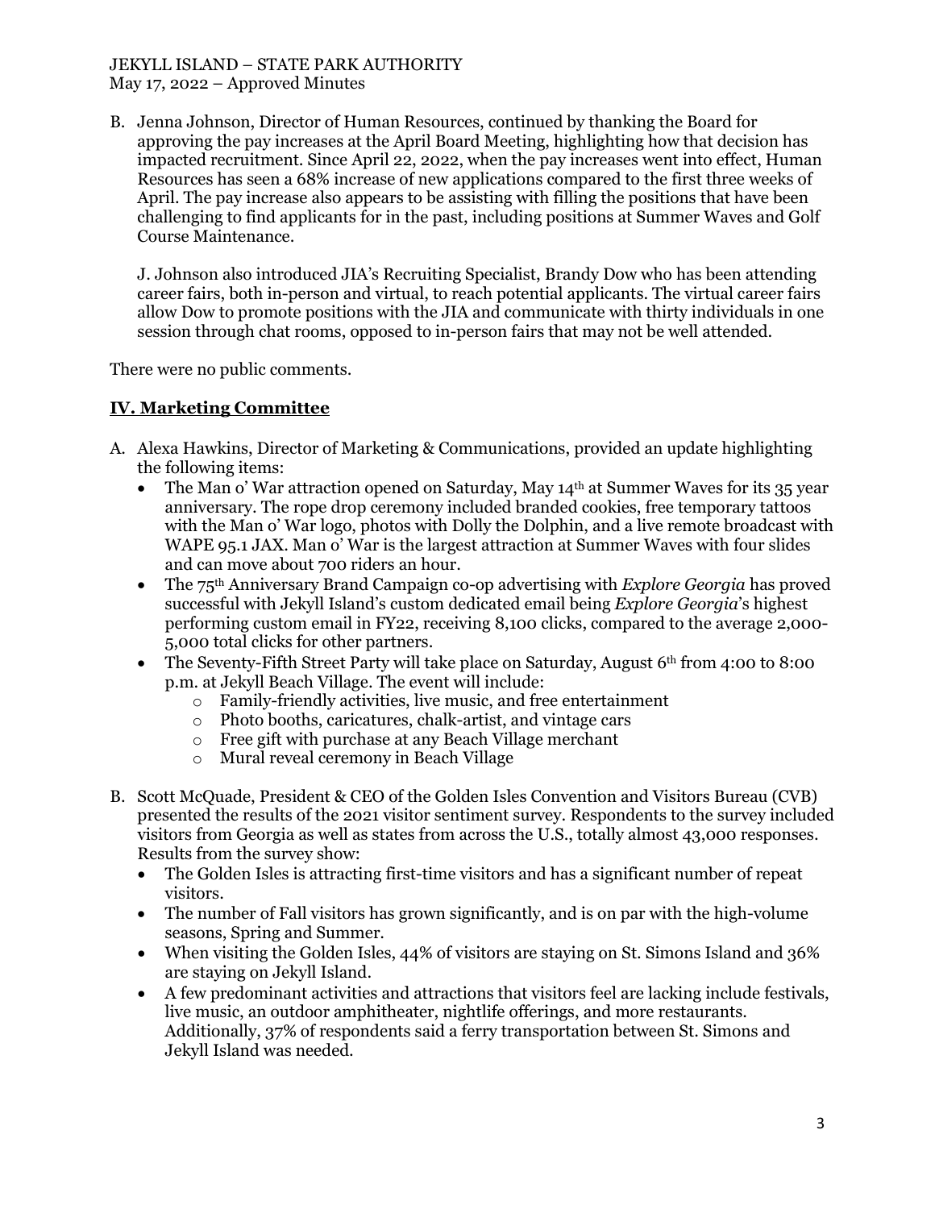B. Jenna Johnson, Director of Human Resources, continued by thanking the Board for approving the pay increases at the April Board Meeting, highlighting how that decision has impacted recruitment. Since April 22, 2022, when the pay increases went into effect, Human Resources has seen a 68% increase of new applications compared to the first three weeks of April. The pay increase also appears to be assisting with filling the positions that have been challenging to find applicants for in the past, including positions at Summer Waves and Golf Course Maintenance.

   J. Johnson also introduced JIA's Recruiting Specialist, Brandy Dow who has been attending career fairs, both in-person and virtual, to reach potential applicants. The virtual career fairs allow Dow to promote positions with the JIA and communicate with thirty individuals in one session through chat rooms, opposed to in-person fairs that may not be well attended.

There were no public comments.

## IV. Marketing Committee

A. Alexa Hawkins, Director of Marketing & Communications, provided an update highlighting the following items:
   - The Man o' War attraction opened on Saturday, May 14th at Summer Waves for its 35 year anniversary. The rope drop ceremony included branded cookies, free temporary tattoos with the Man o' War logo, photos with Dolly the Dolphin, and a live remote broadcast with WAPE 95.1 JAX. Man o' War is the largest attraction at Summer Waves with four slides and can move about 700 riders an hour.
   - The 75th Anniversary Brand Campaign co-op advertising with *Explore Georgia* has proved successful with Jekyll Island's custom dedicated email being *Explore Georgia*'s highest performing custom email in FY22, receiving 8,100 clicks, compared to the average 2,000-5,000 total clicks for other partners.
   - The Seventy-Fifth Street Party will take place on Saturday, August 6th from 4:00 to 8:00 p.m. at Jekyll Beach Village. The event will include:
     - Family-friendly activities, live music, and free entertainment
     - Photo booths, caricatures, chalk-artist, and vintage cars
     - Free gift with purchase at any Beach Village merchant
     - Mural reveal ceremony in Beach Village

B. Scott McQuade, President & CEO of the Golden Isles Convention and Visitors Bureau (CVB) presented the results of the 2021 visitor sentiment survey. Respondents to the survey included visitors from Georgia as well as states from across the U.S., totally almost 43,000 responses. Results from the survey show:
   - The Golden Isles is attracting first-time visitors and has a significant number of repeat visitors.
   - The number of Fall visitors has grown significantly, and is on par with the high-volume seasons, Spring and Summer.
   - When visiting the Golden Isles, 44% of visitors are staying on St. Simons Island and 36% are staying on Jekyll Island.
   - A few predominant activities and attractions that visitors feel are lacking include festivals, live music, an outdoor amphitheater, nightlife offerings, and more restaurants. Additionally, 37% of respondents said a ferry transportation between St. Simons and Jekyll Island was needed.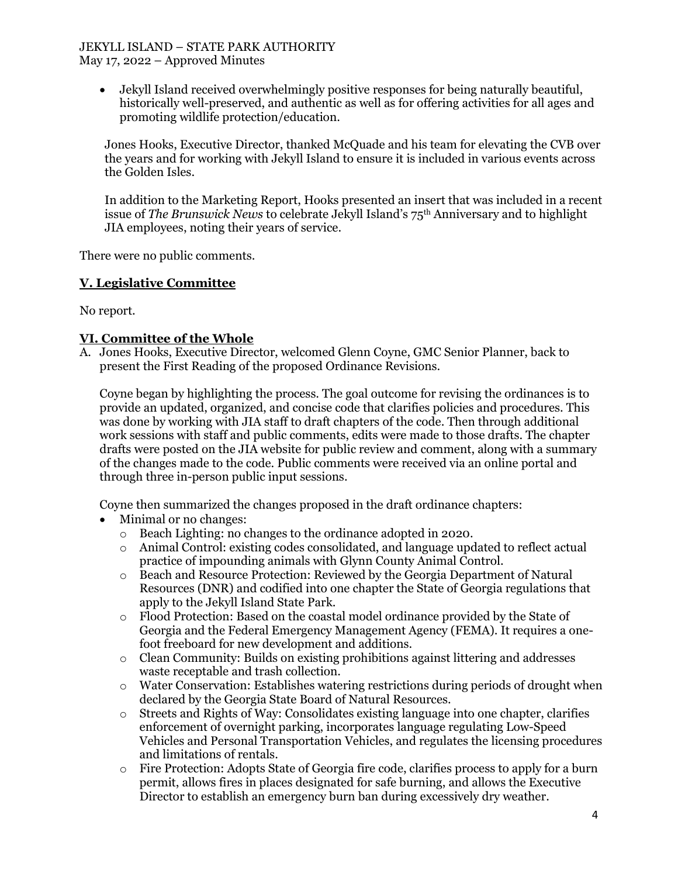- Jekyll Island received overwhelmingly positive responses for being naturally beautiful, historically well-preserved, and authentic as well as for offering activities for all ages and promoting wildlife protection/education.

Jones Hooks, Executive Director, thanked McQuade and his team for elevating the CVB over the years and for working with Jekyll Island to ensure it is included in various events across the Golden Isles.

In addition to the Marketing Report, Hooks presented an insert that was included in a recent issue of *The Brunswick News* to celebrate Jekyll Island's 75th Anniversary and to highlight JIA employees, noting their years of service.

There were no public comments.

## V. Legislative Committee

No report.

## VI. Committee of the Whole

A. Jones Hooks, Executive Director, welcomed Glenn Coyne, GMC Senior Planner, back to present the First Reading of the proposed Ordinance Revisions.

Coyne began by highlighting the process. The goal outcome for revising the ordinances is to provide an updated, organized, and concise code that clarifies policies and procedures. This was done by working with JIA staff to draft chapters of the code. Then through additional work sessions with staff and public comments, edits were made to those drafts. The chapter drafts were posted on the JIA website for public review and comment, along with a summary of the changes made to the code. Public comments were received via an online portal and through three in-person public input sessions.

Coyne then summarized the changes proposed in the draft ordinance chapters:

- Minimal or no changes:
  - Beach Lighting: no changes to the ordinance adopted in 2020.
  - Animal Control: existing codes consolidated, and language updated to reflect actual practice of impounding animals with Glynn County Animal Control.
  - Beach and Resource Protection: Reviewed by the Georgia Department of Natural Resources (DNR) and codified into one chapter the State of Georgia regulations that apply to the Jekyll Island State Park.
  - Flood Protection: Based on the coastal model ordinance provided by the State of Georgia and the Federal Emergency Management Agency (FEMA). It requires a one-foot freeboard for new development and additions.
  - Clean Community: Builds on existing prohibitions against littering and addresses waste receptable and trash collection.
  - Water Conservation: Establishes watering restrictions during periods of drought when declared by the Georgia State Board of Natural Resources.
  - Streets and Rights of Way: Consolidates existing language into one chapter, clarifies enforcement of overnight parking, incorporates language regulating Low-Speed Vehicles and Personal Transportation Vehicles, and regulates the licensing procedures and limitations of rentals.
  - Fire Protection: Adopts State of Georgia fire code, clarifies process to apply for a burn permit, allows fires in places designated for safe burning, and allows the Executive Director to establish an emergency burn ban during excessively dry weather.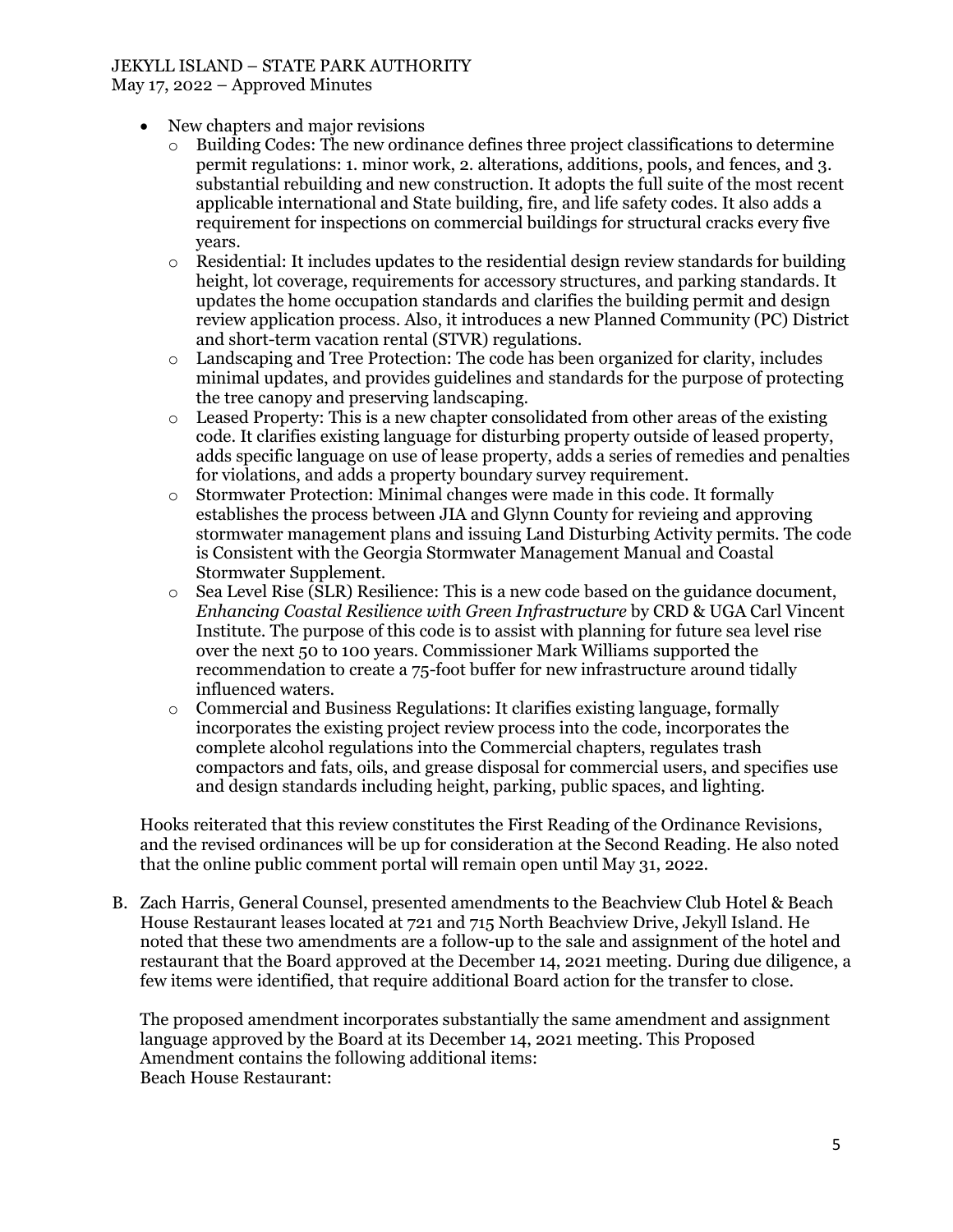- New chapters and major revisions
  - Building Codes: The new ordinance defines three project classifications to determine permit regulations: 1. minor work, 2. alterations, additions, pools, and fences, and 3. substantial rebuilding and new construction. It adopts the full suite of the most recent applicable international and State building, fire, and life safety codes. It also adds a requirement for inspections on commercial buildings for structural cracks every five years.
  - Residential: It includes updates to the residential design review standards for building height, lot coverage, requirements for accessory structures, and parking standards. It updates the home occupation standards and clarifies the building permit and design review application process. Also, it introduces a new Planned Community (PC) District and short-term vacation rental (STVR) regulations.
  - Landscaping and Tree Protection: The code has been organized for clarity, includes minimal updates, and provides guidelines and standards for the purpose of protecting the tree canopy and preserving landscaping.
  - Leased Property: This is a new chapter consolidated from other areas of the existing code. It clarifies existing language for disturbing property outside of leased property, adds specific language on use of lease property, adds a series of remedies and penalties for violations, and adds a property boundary survey requirement.
  - Stormwater Protection: Minimal changes were made in this code. It formally establishes the process between JIA and Glynn County for revieing and approving stormwater management plans and issuing Land Disturbing Activity permits. The code is Consistent with the Georgia Stormwater Management Manual and Coastal Stormwater Supplement.
  - Sea Level Rise (SLR) Resilience: This is a new code based on the guidance document, *Enhancing Coastal Resilience with Green Infrastructure* by CRD & UGA Carl Vincent Institute. The purpose of this code is to assist with planning for future sea level rise over the next 50 to 100 years. Commissioner Mark Williams supported the recommendation to create a 75-foot buffer for new infrastructure around tidally influenced waters.
  - Commercial and Business Regulations: It clarifies existing language, formally incorporates the existing project review process into the code, incorporates the complete alcohol regulations into the Commercial chapters, regulates trash compactors and fats, oils, and grease disposal for commercial users, and specifies use and design standards including height, parking, public spaces, and lighting.

Hooks reiterated that this review constitutes the First Reading of the Ordinance Revisions, and the revised ordinances will be up for consideration at the Second Reading. He also noted that the online public comment portal will remain open until May 31, 2022.

B. Zach Harris, General Counsel, presented amendments to the Beachview Club Hotel & Beach House Restaurant leases located at 721 and 715 North Beachview Drive, Jekyll Island. He noted that these two amendments are a follow-up to the sale and assignment of the hotel and restaurant that the Board approved at the December 14, 2021 meeting. During due diligence, a few items were identified, that require additional Board action for the transfer to close.

The proposed amendment incorporates substantially the same amendment and assignment language approved by the Board at its December 14, 2021 meeting. This Proposed Amendment contains the following additional items:
Beach House Restaurant: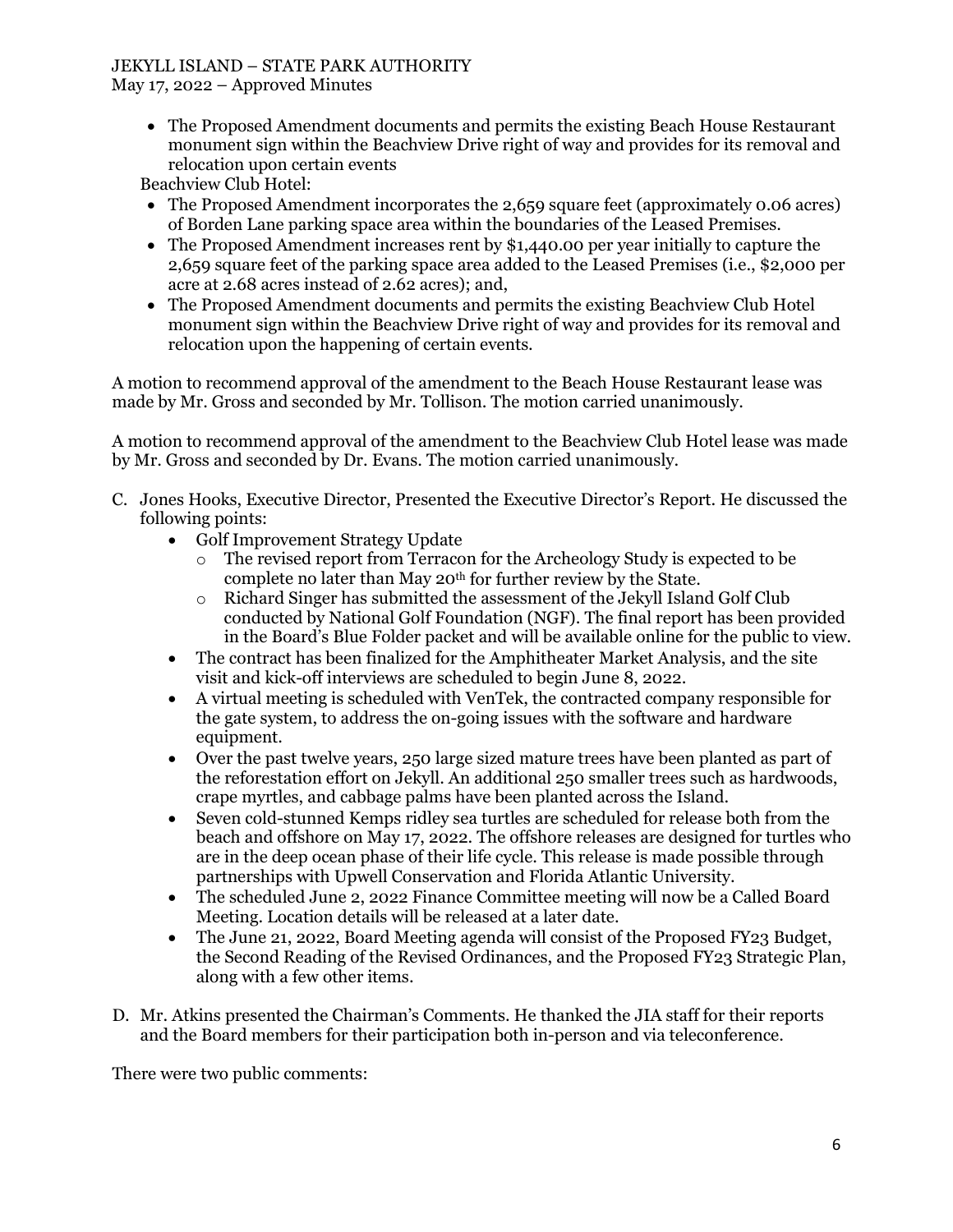- The Proposed Amendment documents and permits the existing Beach House Restaurant monument sign within the Beachview Drive right of way and provides for its removal and relocation upon certain events

Beachview Club Hotel:

- The Proposed Amendment incorporates the 2,659 square feet (approximately 0.06 acres) of Borden Lane parking space area within the boundaries of the Leased Premises.
- The Proposed Amendment increases rent by $1,440.00 per year initially to capture the 2,659 square feet of the parking space area added to the Leased Premises (i.e., $2,000 per acre at 2.68 acres instead of 2.62 acres); and,
- The Proposed Amendment documents and permits the existing Beachview Club Hotel monument sign within the Beachview Drive right of way and provides for its removal and relocation upon the happening of certain events.

A motion to recommend approval of the amendment to the Beach House Restaurant lease was made by Mr. Gross and seconded by Mr. Tollison. The motion carried unanimously.

A motion to recommend approval of the amendment to the Beachview Club Hotel lease was made by Mr. Gross and seconded by Dr. Evans. The motion carried unanimously.

C. Jones Hooks, Executive Director, Presented the Executive Director's Report. He discussed the following points:
   - Golf Improvement Strategy Update
     - The revised report from Terracon for the Archeology Study is expected to be complete no later than May 20th for further review by the State.
     - Richard Singer has submitted the assessment of the Jekyll Island Golf Club conducted by National Golf Foundation (NGF). The final report has been provided in the Board's Blue Folder packet and will be available online for the public to view.
   - The contract has been finalized for the Amphitheater Market Analysis, and the site visit and kick-off interviews are scheduled to begin June 8, 2022.
   - A virtual meeting is scheduled with VenTek, the contracted company responsible for the gate system, to address the on-going issues with the software and hardware equipment.
   - Over the past twelve years, 250 large sized mature trees have been planted as part of the reforestation effort on Jekyll. An additional 250 smaller trees such as hardwoods, crape myrtles, and cabbage palms have been planted across the Island.
   - Seven cold-stunned Kemps ridley sea turtles are scheduled for release both from the beach and offshore on May 17, 2022. The offshore releases are designed for turtles who are in the deep ocean phase of their life cycle. This release is made possible through partnerships with Upwell Conservation and Florida Atlantic University.
   - The scheduled June 2, 2022 Finance Committee meeting will now be a Called Board Meeting. Location details will be released at a later date.
   - The June 21, 2022, Board Meeting agenda will consist of the Proposed FY23 Budget, the Second Reading of the Revised Ordinances, and the Proposed FY23 Strategic Plan, along with a few other items.

D. Mr. Atkins presented the Chairman's Comments. He thanked the JIA staff for their reports and the Board members for their participation both in-person and via teleconference.

There were two public comments: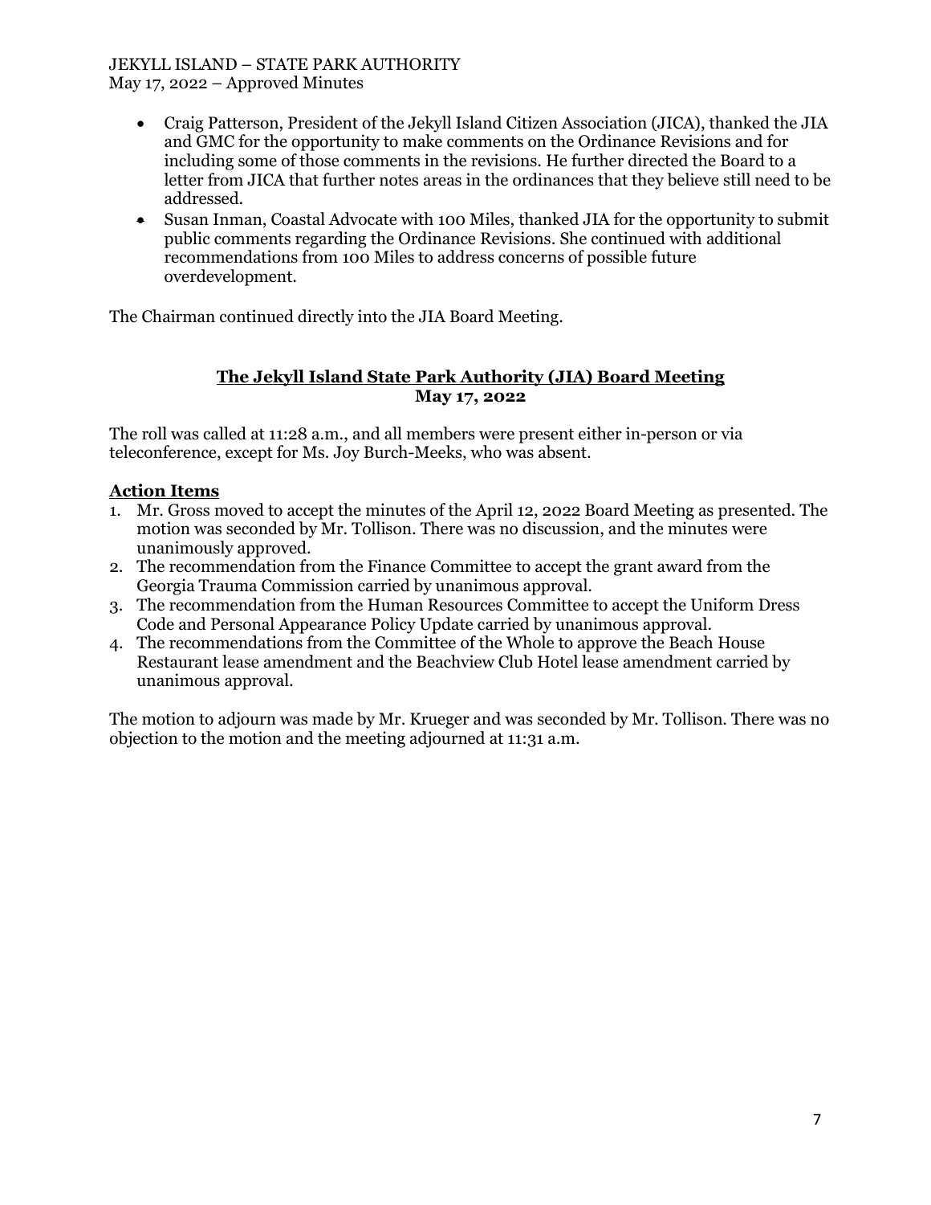- Craig Patterson, President of the Jekyll Island Citizen Association (JICA), thanked the JIA and GMC for the opportunity to make comments on the Ordinance Revisions and for including some of those comments in the revisions. He further directed the Board to a letter from JICA that further notes areas in the ordinances that they believe still need to be addressed.
- Susan Inman, Coastal Advocate with 100 Miles, thanked JIA for the opportunity to submit public comments regarding the Ordinance Revisions. She continued with additional recommendations from 100 Miles to address concerns of possible future overdevelopment.

The Chairman continued directly into the JIA Board Meeting.

## The Jekyll Island State Park Authority (JIA) Board Meeting
**May 17, 2022**

The roll was called at 11:28 a.m., and all members were present either in-person or via teleconference, except for Ms. Joy Burch-Meeks, who was absent.

### Action Items

1. Mr. Gross moved to accept the minutes of the April 12, 2022 Board Meeting as presented. The motion was seconded by Mr. Tollison. There was no discussion, and the minutes were unanimously approved.
2. The recommendation from the Finance Committee to accept the grant award from the Georgia Trauma Commission carried by unanimous approval.
3. The recommendation from the Human Resources Committee to accept the Uniform Dress Code and Personal Appearance Policy Update carried by unanimous approval.
4. The recommendations from the Committee of the Whole to approve the Beach House Restaurant lease amendment and the Beachview Club Hotel lease amendment carried by unanimous approval.

The motion to adjourn was made by Mr. Krueger and was seconded by Mr. Tollison. There was no objection to the motion and the meeting adjourned at 11:31 a.m.